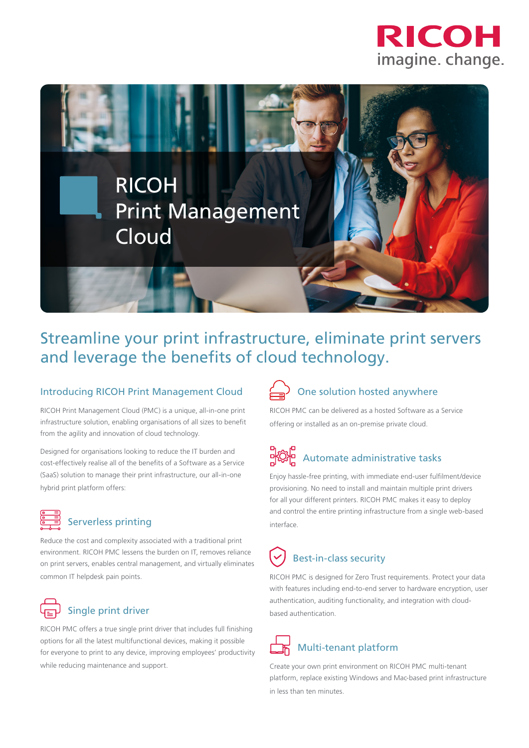# RICOH Print Management Cloud

## Streamline your print infrastructure, eliminate print servers and leverage the benefits of cloud technology.

### Introducing RICOH Print Management Cloud

RICOH Print Management Cloud (PMC) is a unique, all-in-one print infrastructure solution, enabling organisations of all sizes to benefit from the agility and innovation of cloud technology.

Designed for organisations looking to reduce the IT burden and cost-effectively realise all of the benefits of a Software as a Service (SaaS) solution to manage their print infrastructure, our all-in-one hybrid print platform offers:

### Serverless printing

Reduce the cost and complexity associated with a traditional print environment. RICOH PMC lessens the burden on IT, removes reliance on print servers, enables central management, and virtually eliminates common IT helpdesk pain points.

### Single print driver

RICOH PMC offers a true single print driver that includes full finishing options for all the latest multifunctional devices, making it possible for everyone to print to any device, improving employees' productivity while reducing maintenance and support.

### One solution hosted anywhere

RICOH PMC can be delivered as a hosted Software as a Service offering or installed as an on-premise private cloud.

### Automate administrative tasks

Enjoy hassle-free printing, with immediate end-user fulfilment/device provisioning. No need to install and maintain multiple print drivers for all your different printers. RICOH PMC makes it easy to deploy and control the entire printing infrastructure from a single web-based interface.

### Best-in-class security

RICOH PMC is designed for Zero Trust requirements. Protect your data with features including end-to-end server to hardware encryption, user authentication, auditing functionality, and integration with cloud-based authentication.

### Multi-tenant platform

Create your own print environment on RICOH PMC multi-tenant platform, replace existing Windows and Mac-based print infrastructure in less than ten minutes.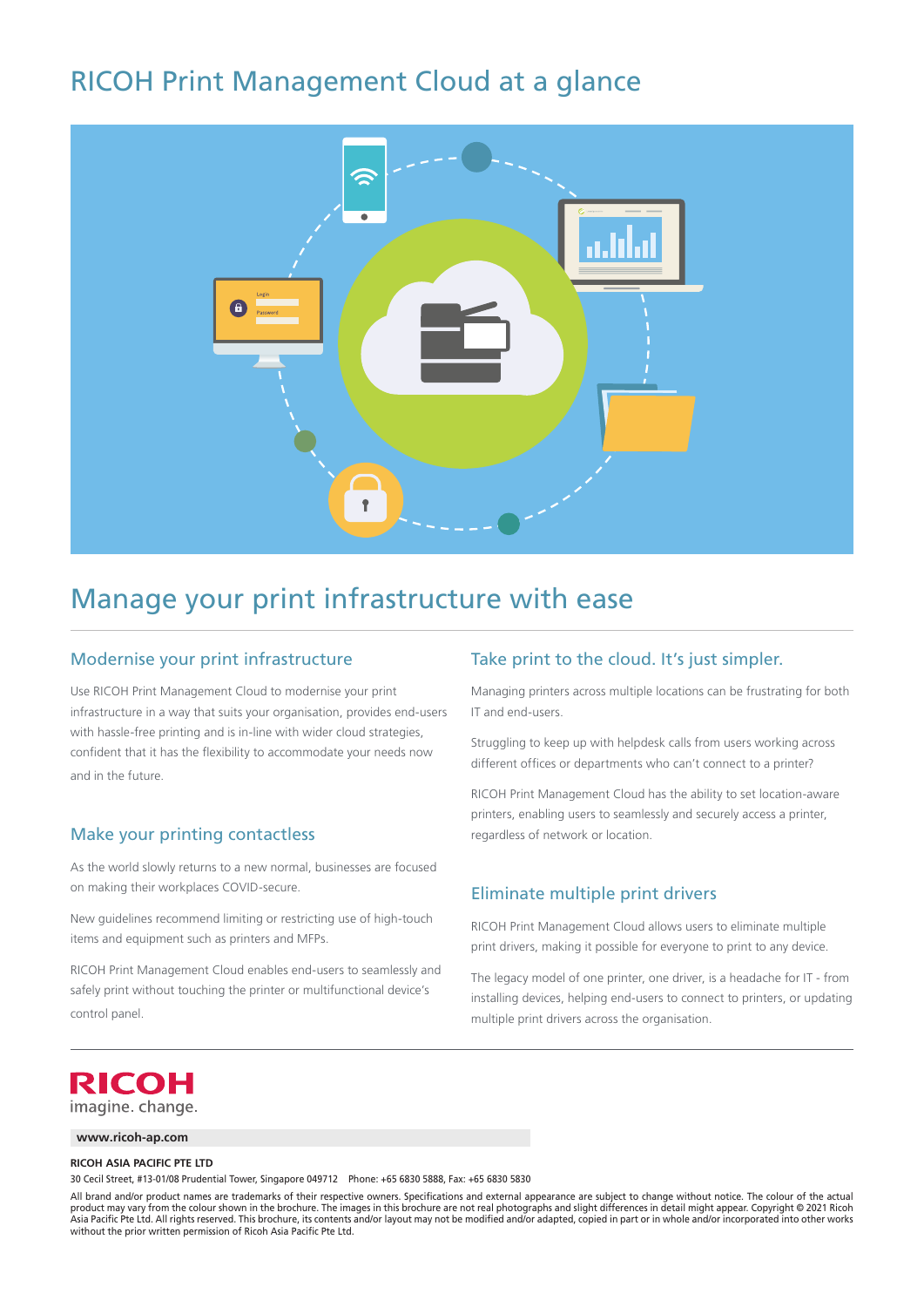# RICOH Print Management Cloud at a glance

# Manage your print infrastructure with ease

## Modernise your print infrastructure

Use RICOH Print Management Cloud to modernise your print infrastructure in a way that suits your organisation, provides end-users with hassle-free printing and is in-line with wider cloud strategies, confident that it has the flexibility to accommodate your needs now and in the future.

## Make your printing contactless

As the world slowly returns to a new normal, businesses are focused on making their workplaces COVID-secure.

New guidelines recommend limiting or restricting use of high-touch items and equipment such as printers and MFPs.

RICOH Print Management Cloud enables end-users to seamlessly and safely print without touching the printer or multifunctional device's control panel.

## Take print to the cloud. It's just simpler.

Managing printers across multiple locations can be frustrating for both IT and end-users.

Struggling to keep up with helpdesk calls from users working across different offices or departments who can't connect to a printer?

RICOH Print Management Cloud has the ability to set location-aware printers, enabling users to seamlessly and securely access a printer, regardless of network or location.

## Eliminate multiple print drivers

RICOH Print Management Cloud allows users to eliminate multiple print drivers, making it possible for everyone to print to any device.

The legacy model of one printer, one driver, is a headache for IT - from installing devices, helping end-users to connect to printers, or updating multiple print drivers across the organisation.

**RICOH**
imagine. change.

**www.ricoh-ap.com**

**RICOH ASIA PACIFIC PTE LTD**
30 Cecil Street, #13-01/08 Prudential Tower, Singapore 049712 Phone: +65 6830 5888, Fax: +65 6830 5830

All brand and/or product names are trademarks of their respective owners. Specifications and external appearance are subject to change without notice. The colour of the actual product may vary from the colour shown in the brochure. The images in this brochure are not real photographs and slight differences in detail might appear. Copyright © 2021 Ricoh Asia Pacific Pte Ltd. All rights reserved. This brochure, its contents and/or layout may not be modified and/or adapted, copied in part or in whole and/or incorporated into other works without the prior written permission of Ricoh Asia Pacific Pte Ltd.